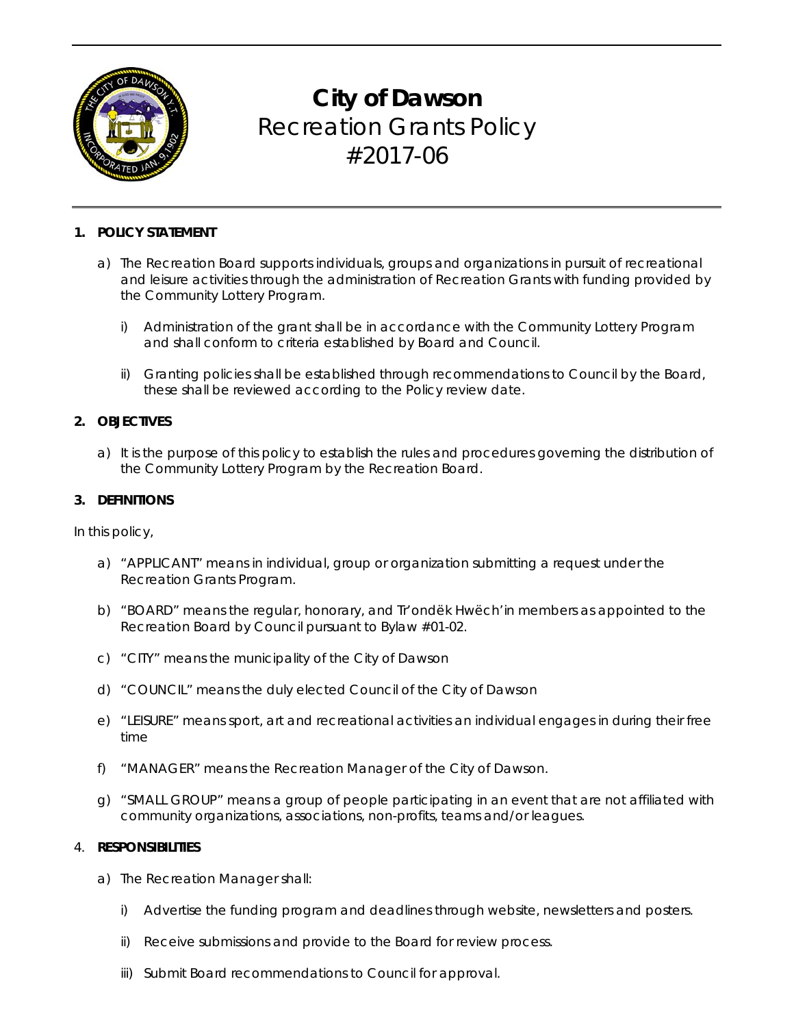# City of Dawson
## Recreation Grants Policy
## #2017-06

**1. POLICY STATEMENT**

a) The Recreation Board supports individuals, groups and organizations in pursuit of recreational and leisure activities through the administration of Recreation Grants with funding provided by the Community Lottery Program.

   i) Administration of the grant shall be in accordance with the Community Lottery Program and shall conform to criteria established by Board and Council.

   ii) Granting policies shall be established through recommendations to Council by the Board, these shall be reviewed according to the Policy review date.

**2. OBJECTIVES**

a) It is the purpose of this policy to establish the rules and procedures governing the distribution of the Community Lottery Program by the Recreation Board.

**3. DEFINITIONS**

In this policy,

a) "APPLICANT" means in individual, group or organization submitting a request under the Recreation Grants Program.

b) "BOARD" means the regular, honorary, and Tr'ondëk Hwëch'in members as appointed to the Recreation Board by Council pursuant to Bylaw #01-02.

c) "CITY" means the municipality of the City of Dawson

d) "COUNCIL" means the duly elected Council of the City of Dawson

e) "LEISURE" means sport, art and recreational activities an individual engages in during their free time

f) "MANAGER" means the Recreation Manager of the City of Dawson.

g) "SMALL GROUP" means a group of people participating in an event that are not affiliated with community organizations, associations, non-profits, teams and/or leagues.

4. **RESPONSIBILITIES**

a) The Recreation Manager shall:

   i) Advertise the funding program and deadlines through website, newsletters and posters.

   ii) Receive submissions and provide to the Board for review process.

   iii) Submit Board recommendations to Council for approval.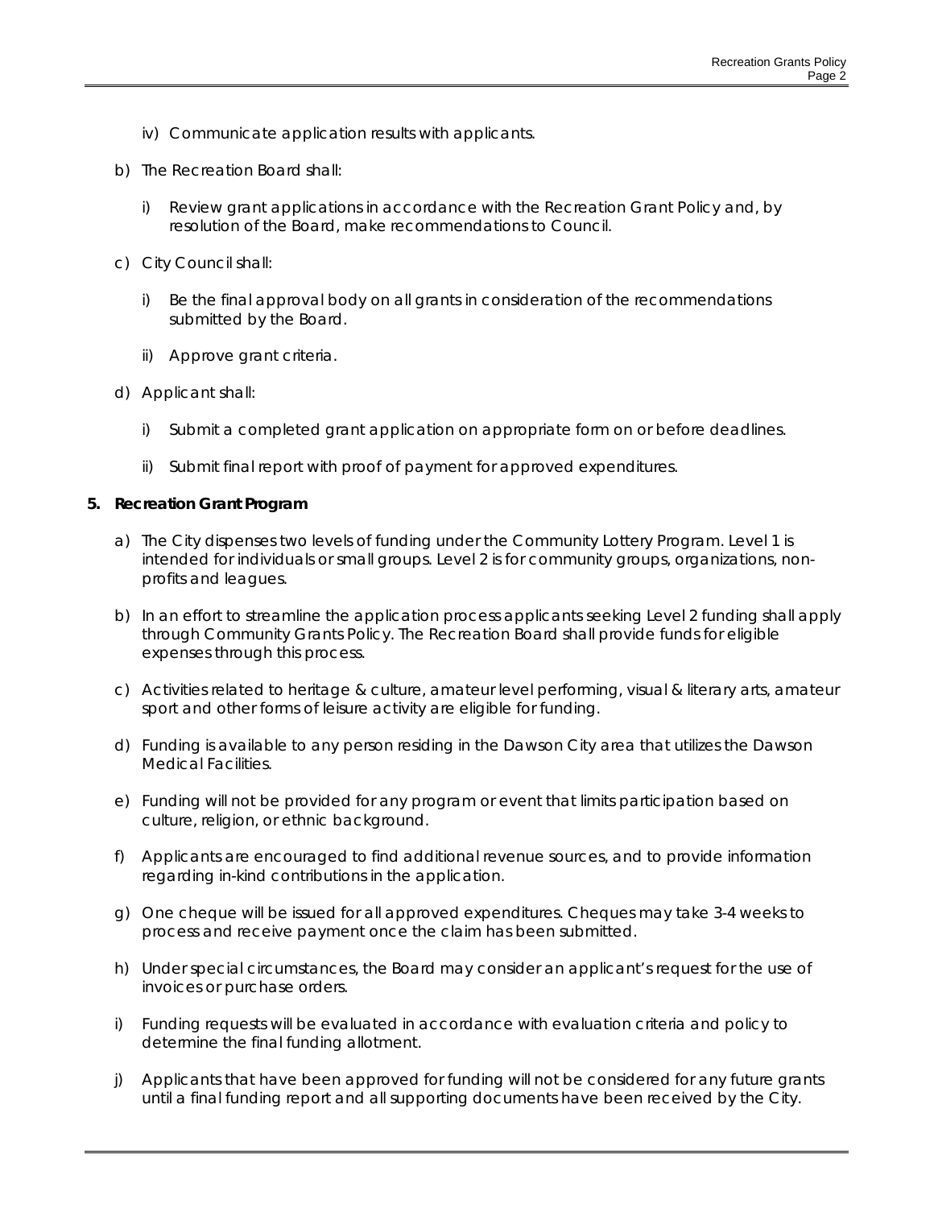iv) Communicate application results with applicants.

b) The Recreation Board shall:

i) Review grant applications in accordance with the Recreation Grant Policy and, by resolution of the Board, make recommendations to Council.

c) City Council shall:

i) Be the final approval body on all grants in consideration of the recommendations submitted by the Board.

ii) Approve grant criteria.

d) Applicant shall:

i) Submit a completed grant application on appropriate form on or before deadlines.

ii) Submit final report with proof of payment for approved expenditures.

**5. Recreation Grant Program**

a) The City dispenses two levels of funding under the Community Lottery Program. Level 1 is intended for individuals or small groups. Level 2 is for community groups, organizations, non-profits and leagues.

b) In an effort to streamline the application process applicants seeking Level 2 funding shall apply through Community Grants Policy. The Recreation Board shall provide funds for eligible expenses through this process.

c) Activities related to heritage & culture, amateur level performing, visual & literary arts, amateur sport and other forms of leisure activity are eligible for funding.

d) Funding is available to any person residing in the Dawson City area that utilizes the Dawson Medical Facilities.

e) Funding will not be provided for any program or event that limits participation based on culture, religion, or ethnic background.

f) Applicants are encouraged to find additional revenue sources, and to provide information regarding in-kind contributions in the application.

g) One cheque will be issued for all approved expenditures. Cheques may take 3-4 weeks to process and receive payment once the claim has been submitted.

h) Under special circumstances, the Board may consider an applicant's request for the use of invoices or purchase orders.

i) Funding requests will be evaluated in accordance with evaluation criteria and policy to determine the final funding allotment.

j) Applicants that have been approved for funding will not be considered for any future grants until a final funding report and all supporting documents have been received by the City.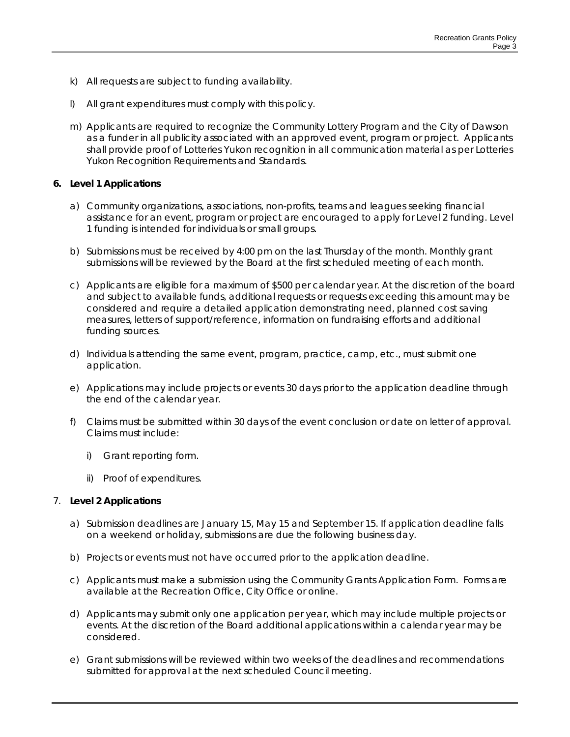k) All requests are subject to funding availability.

l) All grant expenditures must comply with this policy.

m) Applicants are required to recognize the Community Lottery Program and the City of Dawson as a funder in all publicity associated with an approved event, program or project. Applicants shall provide proof of Lotteries Yukon recognition in all communication material as per Lotteries Yukon Recognition Requirements and Standards.

**6. Level 1 Applications**

a) Community organizations, associations, non-profits, teams and leagues seeking financial assistance for an event, program or project are encouraged to apply for Level 2 funding. Level 1 funding is intended for individuals or small groups.

b) Submissions must be received by 4:00 pm on the last Thursday of the month. Monthly grant submissions will be reviewed by the Board at the first scheduled meeting of each month.

c) Applicants are eligible for a maximum of $500 per calendar year. At the discretion of the board and subject to available funds, additional requests or requests exceeding this amount may be considered and require a detailed application demonstrating need, planned cost saving measures, letters of support/reference, information on fundraising efforts and additional funding sources.

d) Individuals attending the same event, program, practice, camp, etc., must submit one application.

e) Applications may include projects or events 30 days prior to the application deadline through the end of the calendar year.

f) Claims must be submitted within 30 days of the event conclusion or date on letter of approval. Claims must include:

   i) Grant reporting form.

   ii) Proof of expenditures.

7. **Level 2 Applications**

a) Submission deadlines are January 15, May 15 and September 15. If application deadline falls on a weekend or holiday, submissions are due the following business day.

b) Projects or events must not have occurred prior to the application deadline.

c) Applicants must make a submission using the Community Grants Application Form. Forms are available at the Recreation Office, City Office or online.

d) Applicants may submit only one application per year, which may include multiple projects or events. At the discretion of the Board additional applications within a calendar year may be considered.

e) Grant submissions will be reviewed within two weeks of the deadlines and recommendations submitted for approval at the next scheduled Council meeting.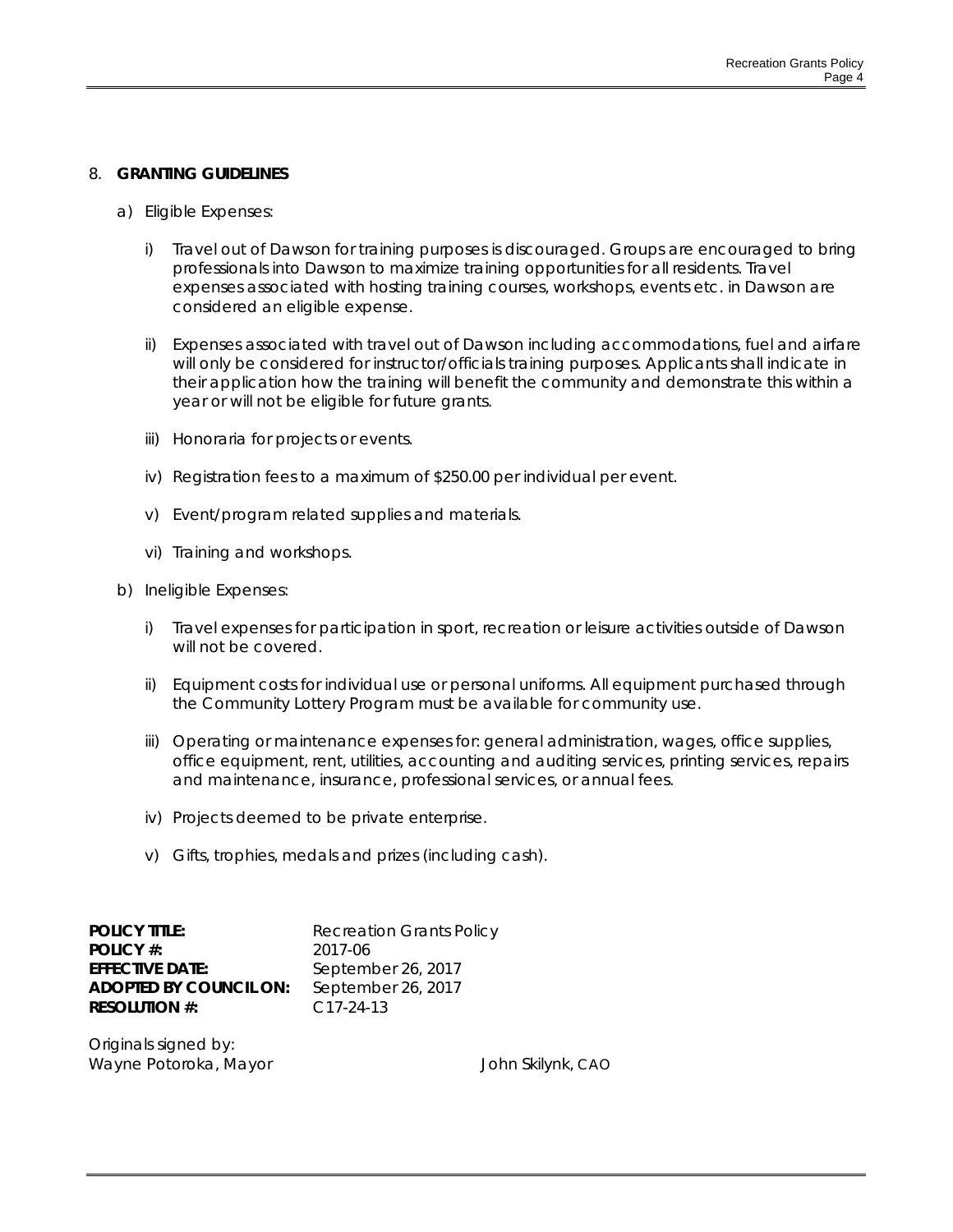## 8. GRANTING GUIDELINES

a) Eligible Expenses:

i) Travel out of Dawson for training purposes is discouraged. Groups are encouraged to bring professionals into Dawson to maximize training opportunities for all residents. Travel expenses associated with hosting training courses, workshops, events etc. in Dawson are considered an eligible expense.

ii) Expenses associated with travel out of Dawson including accommodations, fuel and airfare will only be considered for instructor/officials training purposes. Applicants shall indicate in their application how the training will benefit the community and demonstrate this within a year or will not be eligible for future grants.

iii) Honoraria for projects or events.

iv) Registration fees to a maximum of $250.00 per individual per event.

v) Event/program related supplies and materials.

vi) Training and workshops.

b) Ineligible Expenses:

i) Travel expenses for participation in sport, recreation or leisure activities outside of Dawson will not be covered.

ii) Equipment costs for individual use or personal uniforms. All equipment purchased through the Community Lottery Program must be available for community use.

iii) Operating or maintenance expenses for: general administration, wages, office supplies, office equipment, rent, utilities, accounting and auditing services, printing services, repairs and maintenance, insurance, professional services, or annual fees.

iv) Projects deemed to be private enterprise.

v) Gifts, trophies, medals and prizes (including cash).

| | |
|---|---|
| **POLICY TITLE:** | Recreation Grants Policy |
| **POLICY #:** | 2017-06 |
| **EFFECTIVE DATE:** | September 26, 2017 |
| **ADOPTED BY COUNCIL ON:** | September 26, 2017 |
| **RESOLUTION #:** | C17-24-13 |

Originals signed by:

Wayne Potoroka, Mayor　　　　　　John Skilynk, CAO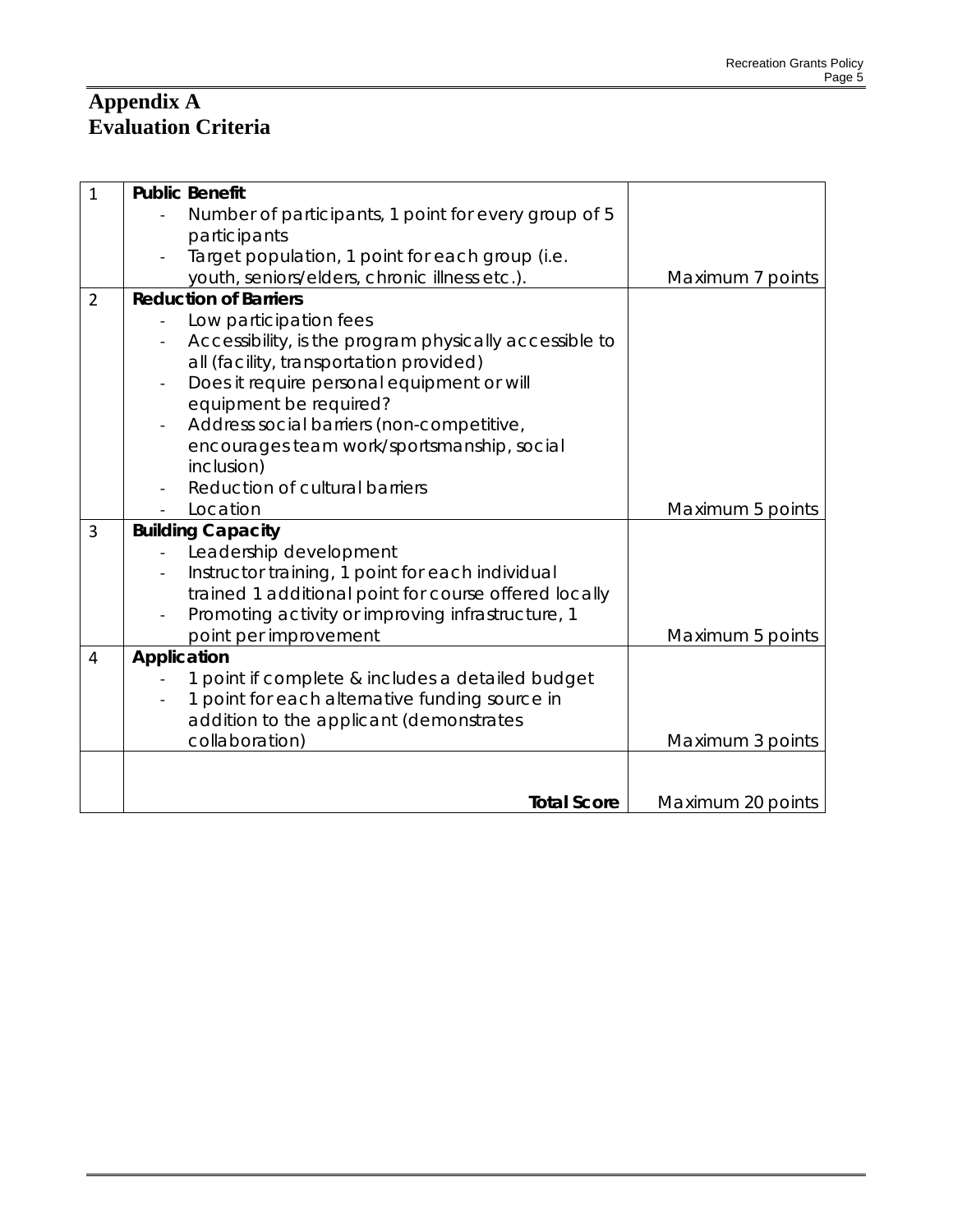# Appendix A
# Evaluation Criteria

| | | |
|---|---|---|
| 1 | **Public Benefit**<br>- Number of participants, 1 point for every group of 5 participants<br>- Target population, 1 point for each group (i.e. youth, seniors/elders, chronic illness etc.). | Maximum 7 points |
| 2 | **Reduction of Barriers**<br>- Low participation fees<br>- Accessibility, is the program physically accessible to all (facility, transportation provided)<br>- Does it require personal equipment or will equipment be required?<br>- Address social barriers (non-competitive, encourages team work/sportsmanship, social inclusion)<br>- Reduction of cultural barriers<br>- Location | Maximum 5 points |
| 3 | **Building Capacity**<br>- Leadership development<br>- Instructor training, 1 point for each individual trained 1 additional point for course offered locally<br>- Promoting activity or improving infrastructure, 1 point per improvement | Maximum 5 points |
| 4 | **Application**<br>- 1 point if complete & includes a detailed budget<br>- 1 point for each alternative funding source in addition to the applicant (demonstrates collaboration) | Maximum 3 points |
| | **Total Score** | Maximum 20 points |